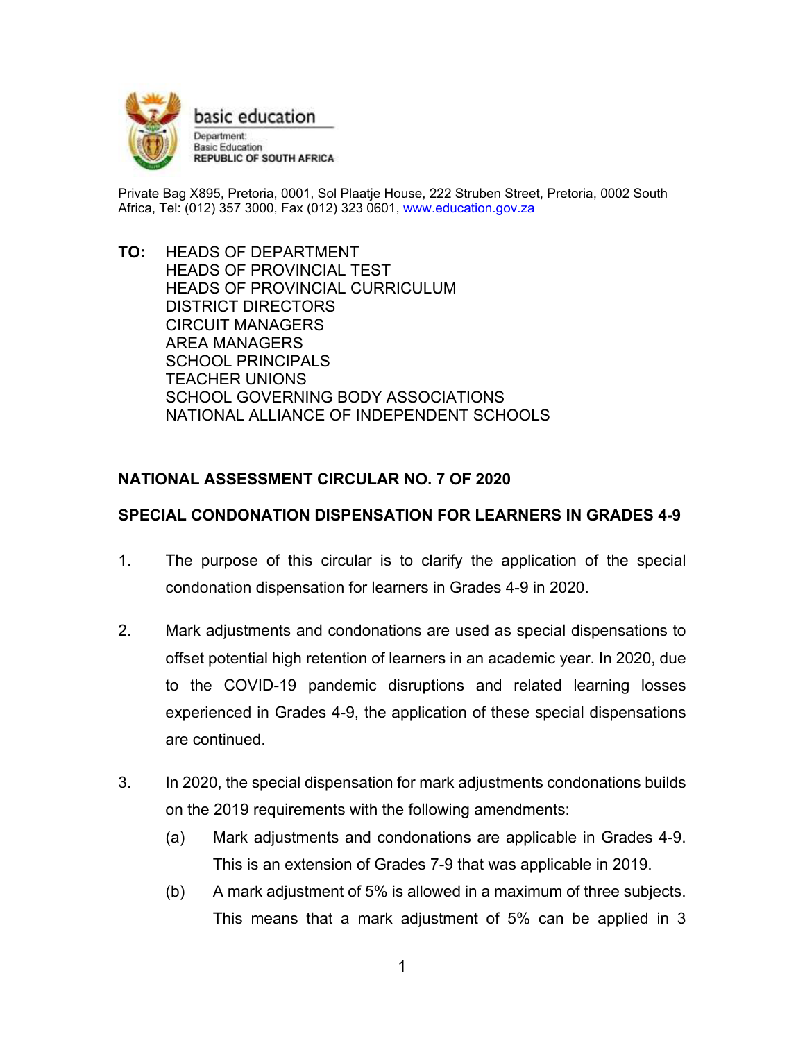basic education

Department:
Basic Education
REPUBLIC OF SOUTH AFRICA

Private Bag X895, Pretoria, 0001, Sol Plaatje House, 222 Struben Street, Pretoria, 0002 South Africa, Tel: (012) 357 3000, Fax (012) 323 0601, www.education.gov.za

**TO:** HEADS OF DEPARTMENT
HEADS OF PROVINCIAL TEST
HEADS OF PROVINCIAL CURRICULUM
DISTRICT DIRECTORS
CIRCUIT MANAGERS
AREA MANAGERS
SCHOOL PRINCIPALS
TEACHER UNIONS
SCHOOL GOVERNING BODY ASSOCIATIONS
NATIONAL ALLIANCE OF INDEPENDENT SCHOOLS

**NATIONAL ASSESSMENT CIRCULAR NO. 7 OF 2020**

**SPECIAL CONDONATION DISPENSATION FOR LEARNERS IN GRADES 4-9**

1. The purpose of this circular is to clarify the application of the special condonation dispensation for learners in Grades 4-9 in 2020.

2. Mark adjustments and condonations are used as special dispensations to offset potential high retention of learners in an academic year. In 2020, due to the COVID-19 pandemic disruptions and related learning losses experienced in Grades 4-9, the application of these special dispensations are continued.

3. In 2020, the special dispensation for mark adjustments condonations builds on the 2019 requirements with the following amendments:
   (a) Mark adjustments and condonations are applicable in Grades 4-9. This is an extension of Grades 7-9 that was applicable in 2019.
   (b) A mark adjustment of 5% is allowed in a maximum of three subjects. This means that a mark adjustment of 5% can be applied in 3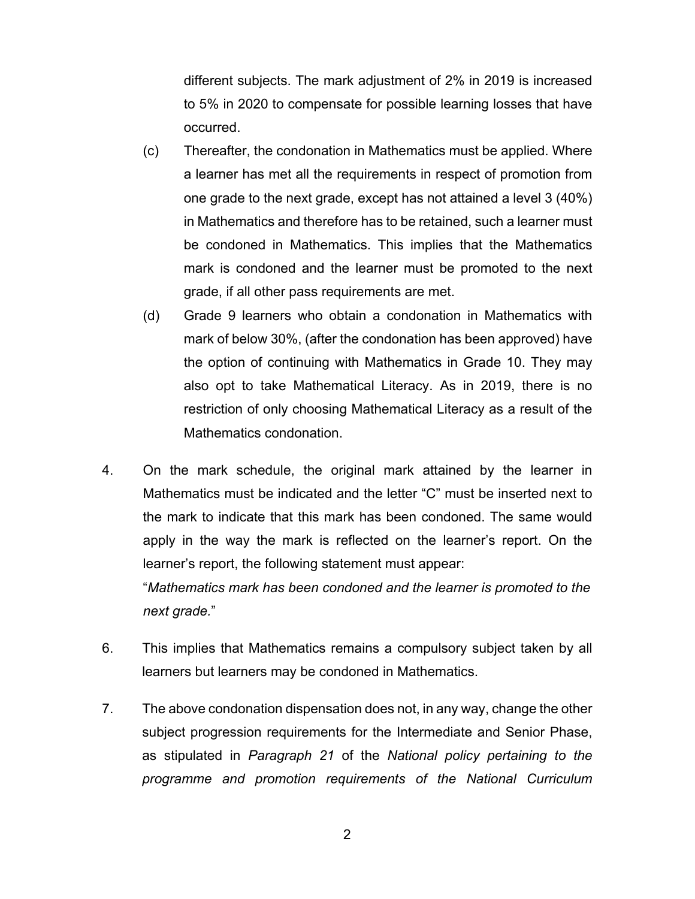different subjects. The mark adjustment of 2% in 2019 is increased to 5% in 2020 to compensate for possible learning losses that have occurred.

(c) Thereafter, the condonation in Mathematics must be applied. Where a learner has met all the requirements in respect of promotion from one grade to the next grade, except has not attained a level 3 (40%) in Mathematics and therefore has to be retained, such a learner must be condoned in Mathematics. This implies that the Mathematics mark is condoned and the learner must be promoted to the next grade, if all other pass requirements are met.

(d) Grade 9 learners who obtain a condonation in Mathematics with mark of below 30%, (after the condonation has been approved) have the option of continuing with Mathematics in Grade 10. They may also opt to take Mathematical Literacy. As in 2019, there is no restriction of only choosing Mathematical Literacy as a result of the Mathematics condonation.

4. On the mark schedule, the original mark attained by the learner in Mathematics must be indicated and the letter "C" must be inserted next to the mark to indicate that this mark has been condoned. The same would apply in the way the mark is reflected on the learner's report. On the learner's report, the following statement must appear:
"*Mathematics mark has been condoned and the learner is promoted to the next grade.*"

6. This implies that Mathematics remains a compulsory subject taken by all learners but learners may be condoned in Mathematics.

7. The above condonation dispensation does not, in any way, change the other subject progression requirements for the Intermediate and Senior Phase, as stipulated in *Paragraph 21* of the *National policy pertaining to the programme and promotion requirements of the National Curriculum*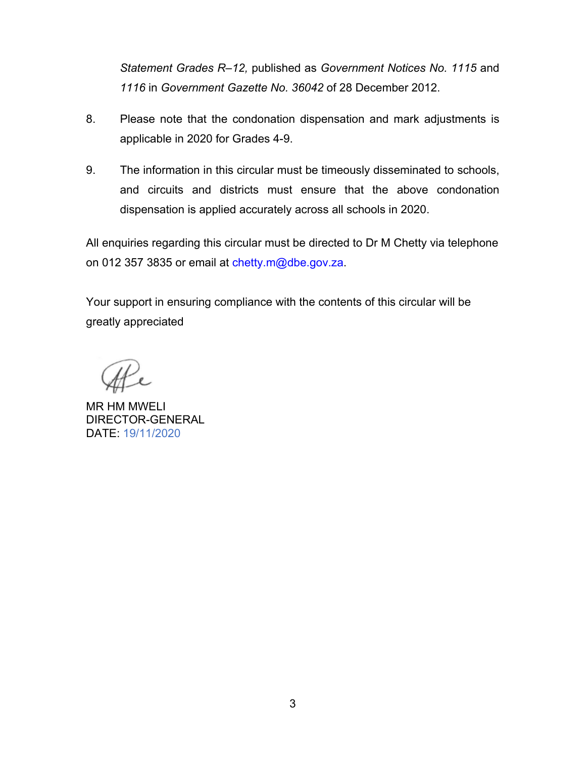*Statement Grades R–12,* published as *Government Notices No. 1115* and *1116* in *Government Gazette No. 36042* of 28 December 2012.

8. Please note that the condonation dispensation and mark adjustments is applicable in 2020 for Grades 4-9.

9. The information in this circular must be timeously disseminated to schools, and circuits and districts must ensure that the above condonation dispensation is applied accurately across all schools in 2020.

All enquiries regarding this circular must be directed to Dr M Chetty via telephone on 012 357 3835 or email at chetty.m@dbe.gov.za.

Your support in ensuring compliance with the contents of this circular will be greatly appreciated

MR HM MWELI
DIRECTOR-GENERAL
DATE: 19/11/2020